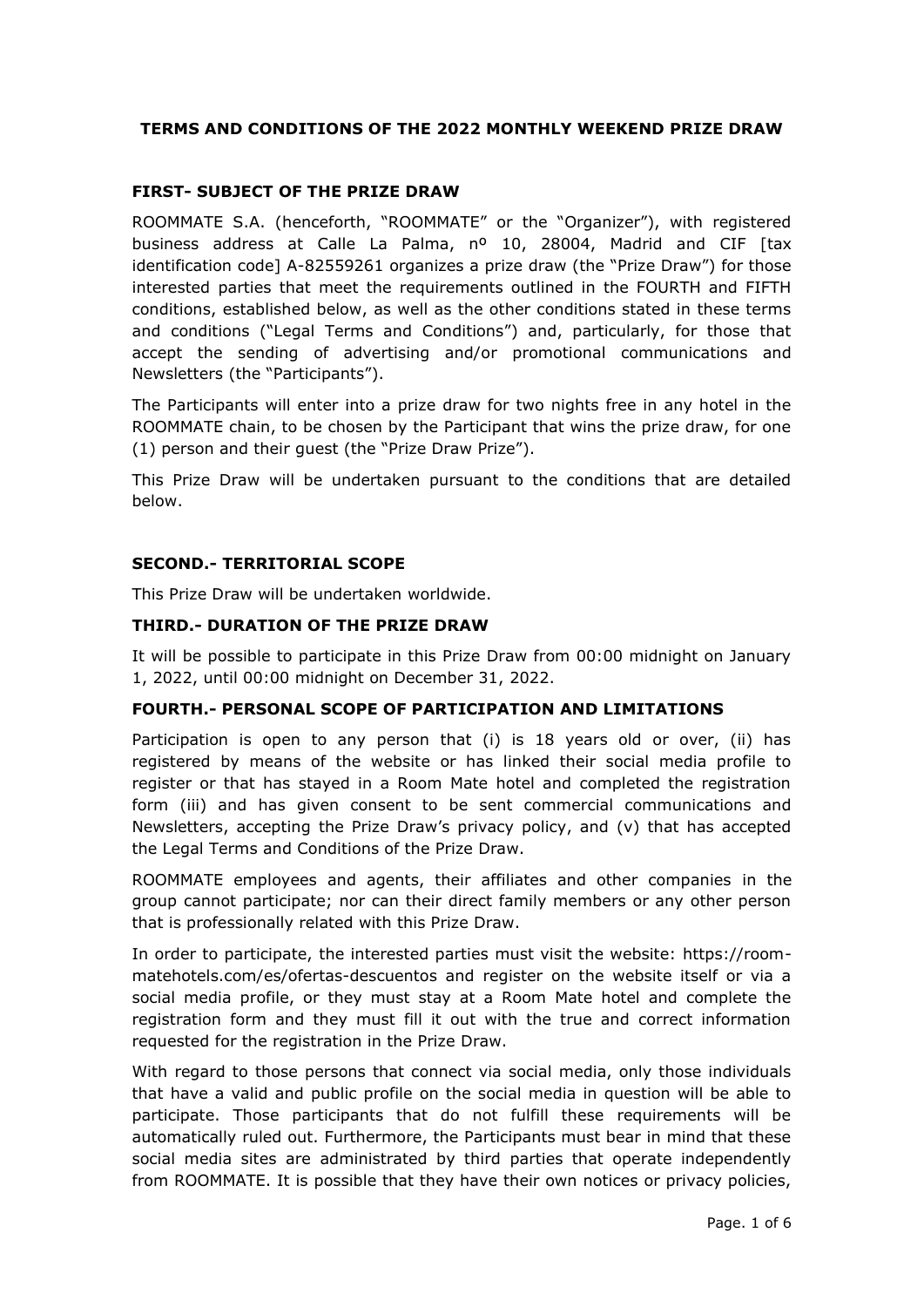# TERMS AND CONDITIONS OF THE 2022 MONTHLY WEEKEND PRIZE DRAW

## FIRST- SUBJECT OF THE PRIZE DRAW

ROOMMATE S.A. (henceforth, "ROOMMATE" or the "Organizer"), with registered business address at Calle La Palma, nº 10, 28004, Madrid and CIF [tax identification code] A-82559261 organizes a prize draw (the "Prize Draw") for those interested parties that meet the requirements outlined in the FOURTH and FIFTH conditions, established below, as well as the other conditions stated in these terms and conditions ("Legal Terms and Conditions") and, particularly, for those that accept the sending of advertising and/or promotional communications and Newsletters (the "Participants").

The Participants will enter into a prize draw for two nights free in any hotel in the ROOMMATE chain, to be chosen by the Participant that wins the prize draw, for one (1) person and their guest (the "Prize Draw Prize").

This Prize Draw will be undertaken pursuant to the conditions that are detailed below.

## SECOND.- TERRITORIAL SCOPE

This Prize Draw will be undertaken worldwide.

## THIRD.- DURATION OF THE PRIZE DRAW

It will be possible to participate in this Prize Draw from 00:00 midnight on January 1, 2022, until 00:00 midnight on December 31, 2022.

## FOURTH.- PERSONAL SCOPE OF PARTICIPATION AND LIMITATIONS

Participation is open to any person that (i) is 18 years old or over, (ii) has registered by means of the website or has linked their social media profile to register or that has stayed in a Room Mate hotel and completed the registration form (iii) and has given consent to be sent commercial communications and Newsletters, accepting the Prize Draw's privacy policy, and (v) that has accepted the Legal Terms and Conditions of the Prize Draw.

ROOMMATE employees and agents, their affiliates and other companies in the group cannot participate; nor can their direct family members or any other person that is professionally related with this Prize Draw.

In order to participate, the interested parties must visit the website: https://room-matehotels.com/es/ofertas-descuentos and register on the website itself or via a social media profile, or they must stay at a Room Mate hotel and complete the registration form and they must fill it out with the true and correct information requested for the registration in the Prize Draw.

With regard to those persons that connect via social media, only those individuals that have a valid and public profile on the social media in question will be able to participate. Those participants that do not fulfill these requirements will be automatically ruled out. Furthermore, the Participants must bear in mind that these social media sites are administrated by third parties that operate independently from ROOMMATE. It is possible that they have their own notices or privacy policies,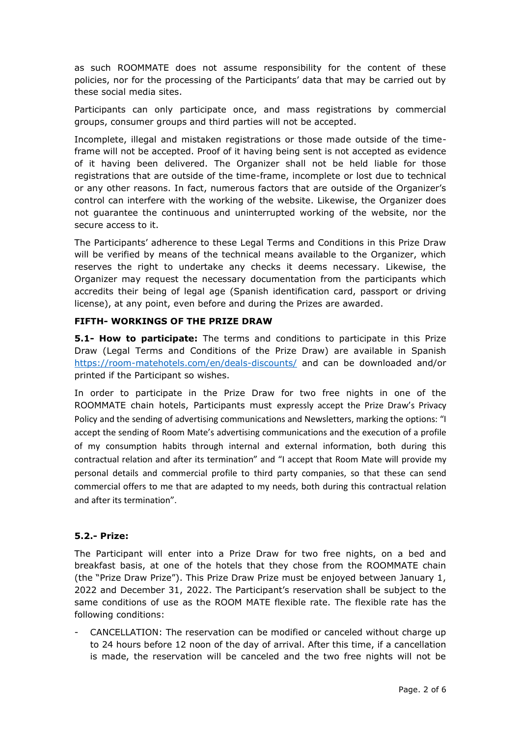as such ROOMMATE does not assume responsibility for the content of these policies, nor for the processing of the Participants' data that may be carried out by these social media sites.

Participants can only participate once, and mass registrations by commercial groups, consumer groups and third parties will not be accepted.

Incomplete, illegal and mistaken registrations or those made outside of the time-frame will not be accepted. Proof of it having being sent is not accepted as evidence of it having been delivered. The Organizer shall not be held liable for those registrations that are outside of the time-frame, incomplete or lost due to technical or any other reasons. In fact, numerous factors that are outside of the Organizer's control can interfere with the working of the website. Likewise, the Organizer does not guarantee the continuous and uninterrupted working of the website, nor the secure access to it.

The Participants' adherence to these Legal Terms and Conditions in this Prize Draw will be verified by means of the technical means available to the Organizer, which reserves the right to undertake any checks it deems necessary. Likewise, the Organizer may request the necessary documentation from the participants which accredits their being of legal age (Spanish identification card, passport or driving license), at any point, even before and during the Prizes are awarded.

**FIFTH- WORKINGS OF THE PRIZE DRAW**

**5.1- How to participate:** The terms and conditions to participate in this Prize Draw (Legal Terms and Conditions of the Prize Draw) are available in Spanish https://room-matehotels.com/en/deals-discounts/ and can be downloaded and/or printed if the Participant so wishes.

In order to participate in the Prize Draw for two free nights in one of the ROOMMATE chain hotels, Participants must expressly accept the Prize Draw's Privacy Policy and the sending of advertising communications and Newsletters, marking the options: "I accept the sending of Room Mate's advertising communications and the execution of a profile of my consumption habits through internal and external information, both during this contractual relation and after its termination" and "I accept that Room Mate will provide my personal details and commercial profile to third party companies, so that these can send commercial offers to me that are adapted to my needs, both during this contractual relation and after its termination".

**5.2.- Prize:**

The Participant will enter into a Prize Draw for two free nights, on a bed and breakfast basis, at one of the hotels that they chose from the ROOMMATE chain (the "Prize Draw Prize"). This Prize Draw Prize must be enjoyed between January 1, 2022 and December 31, 2022. The Participant's reservation shall be subject to the same conditions of use as the ROOM MATE flexible rate. The flexible rate has the following conditions:

- CANCELLATION: The reservation can be modified or canceled without charge up to 24 hours before 12 noon of the day of arrival. After this time, if a cancellation is made, the reservation will be canceled and the two free nights will not be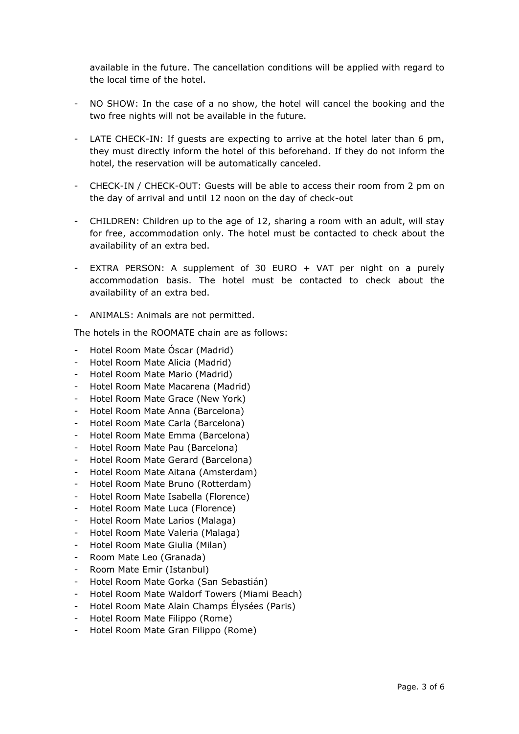available in the future. The cancellation conditions will be applied with regard to the local time of the hotel.

- NO SHOW: In the case of a no show, the hotel will cancel the booking and the two free nights will not be available in the future.

- LATE CHECK-IN: If guests are expecting to arrive at the hotel later than 6 pm, they must directly inform the hotel of this beforehand. If they do not inform the hotel, the reservation will be automatically canceled.

- CHECK-IN / CHECK-OUT: Guests will be able to access their room from 2 pm on the day of arrival and until 12 noon on the day of check-out

- CHILDREN: Children up to the age of 12, sharing a room with an adult, will stay for free, accommodation only. The hotel must be contacted to check about the availability of an extra bed.

- EXTRA PERSON: A supplement of 30 EURO + VAT per night on a purely accommodation basis. The hotel must be contacted to check about the availability of an extra bed.

- ANIMALS: Animals are not permitted.

The hotels in the ROOMATE chain are as follows:

- Hotel Room Mate Óscar (Madrid)
- Hotel Room Mate Alicia (Madrid)
- Hotel Room Mate Mario (Madrid)
- Hotel Room Mate Macarena (Madrid)
- Hotel Room Mate Grace (New York)
- Hotel Room Mate Anna (Barcelona)
- Hotel Room Mate Carla (Barcelona)
- Hotel Room Mate Emma (Barcelona)
- Hotel Room Mate Pau (Barcelona)
- Hotel Room Mate Gerard (Barcelona)
- Hotel Room Mate Aitana (Amsterdam)
- Hotel Room Mate Bruno (Rotterdam)
- Hotel Room Mate Isabella (Florence)
- Hotel Room Mate Luca (Florence)
- Hotel Room Mate Larios (Malaga)
- Hotel Room Mate Valeria (Malaga)
- Hotel Room Mate Giulia (Milan)
- Room Mate Leo (Granada)
- Room Mate Emir (Istanbul)
- Hotel Room Mate Gorka (San Sebastián)
- Hotel Room Mate Waldorf Towers (Miami Beach)
- Hotel Room Mate Alain Champs Élysées (Paris)
- Hotel Room Mate Filippo (Rome)
- Hotel Room Mate Gran Filippo (Rome)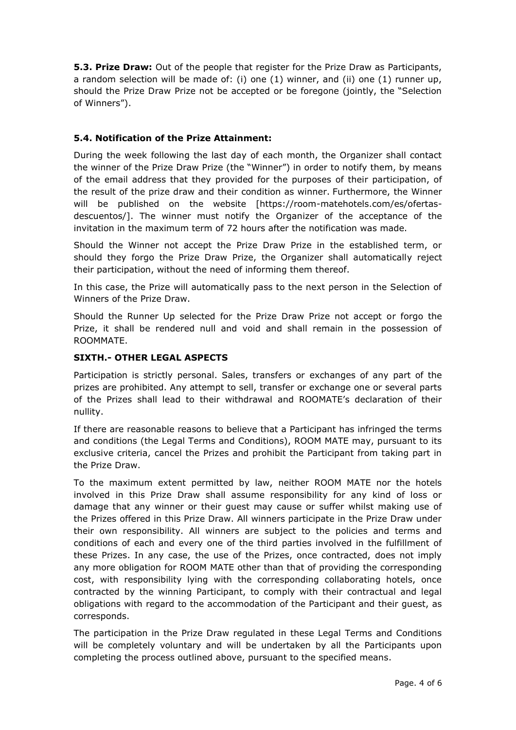**5.3. Prize Draw:** Out of the people that register for the Prize Draw as Participants, a random selection will be made of: (i) one (1) winner, and (ii) one (1) runner up, should the Prize Draw Prize not be accepted or be foregone (jointly, the "Selection of Winners").

**5.4. Notification of the Prize Attainment:**

During the week following the last day of each month, the Organizer shall contact the winner of the Prize Draw Prize (the "Winner") in order to notify them, by means of the email address that they provided for the purposes of their participation, of the result of the prize draw and their condition as winner. Furthermore, the Winner will be published on the website [https://room-matehotels.com/es/ofertas-descuentos/]. The winner must notify the Organizer of the acceptance of the invitation in the maximum term of 72 hours after the notification was made.

Should the Winner not accept the Prize Draw Prize in the established term, or should they forgo the Prize Draw Prize, the Organizer shall automatically reject their participation, without the need of informing them thereof.

In this case, the Prize will automatically pass to the next person in the Selection of Winners of the Prize Draw.

Should the Runner Up selected for the Prize Draw Prize not accept or forgo the Prize, it shall be rendered null and void and shall remain in the possession of ROOMMATE.

**SIXTH.- OTHER LEGAL ASPECTS**

Participation is strictly personal. Sales, transfers or exchanges of any part of the prizes are prohibited. Any attempt to sell, transfer or exchange one or several parts of the Prizes shall lead to their withdrawal and ROOMATE's declaration of their nullity.

If there are reasonable reasons to believe that a Participant has infringed the terms and conditions (the Legal Terms and Conditions), ROOM MATE may, pursuant to its exclusive criteria, cancel the Prizes and prohibit the Participant from taking part in the Prize Draw.

To the maximum extent permitted by law, neither ROOM MATE nor the hotels involved in this Prize Draw shall assume responsibility for any kind of loss or damage that any winner or their guest may cause or suffer whilst making use of the Prizes offered in this Prize Draw. All winners participate in the Prize Draw under their own responsibility. All winners are subject to the policies and terms and conditions of each and every one of the third parties involved in the fulfillment of these Prizes. In any case, the use of the Prizes, once contracted, does not imply any more obligation for ROOM MATE other than that of providing the corresponding cost, with responsibility lying with the corresponding collaborating hotels, once contracted by the winning Participant, to comply with their contractual and legal obligations with regard to the accommodation of the Participant and their guest, as corresponds.

The participation in the Prize Draw regulated in these Legal Terms and Conditions will be completely voluntary and will be undertaken by all the Participants upon completing the process outlined above, pursuant to the specified means.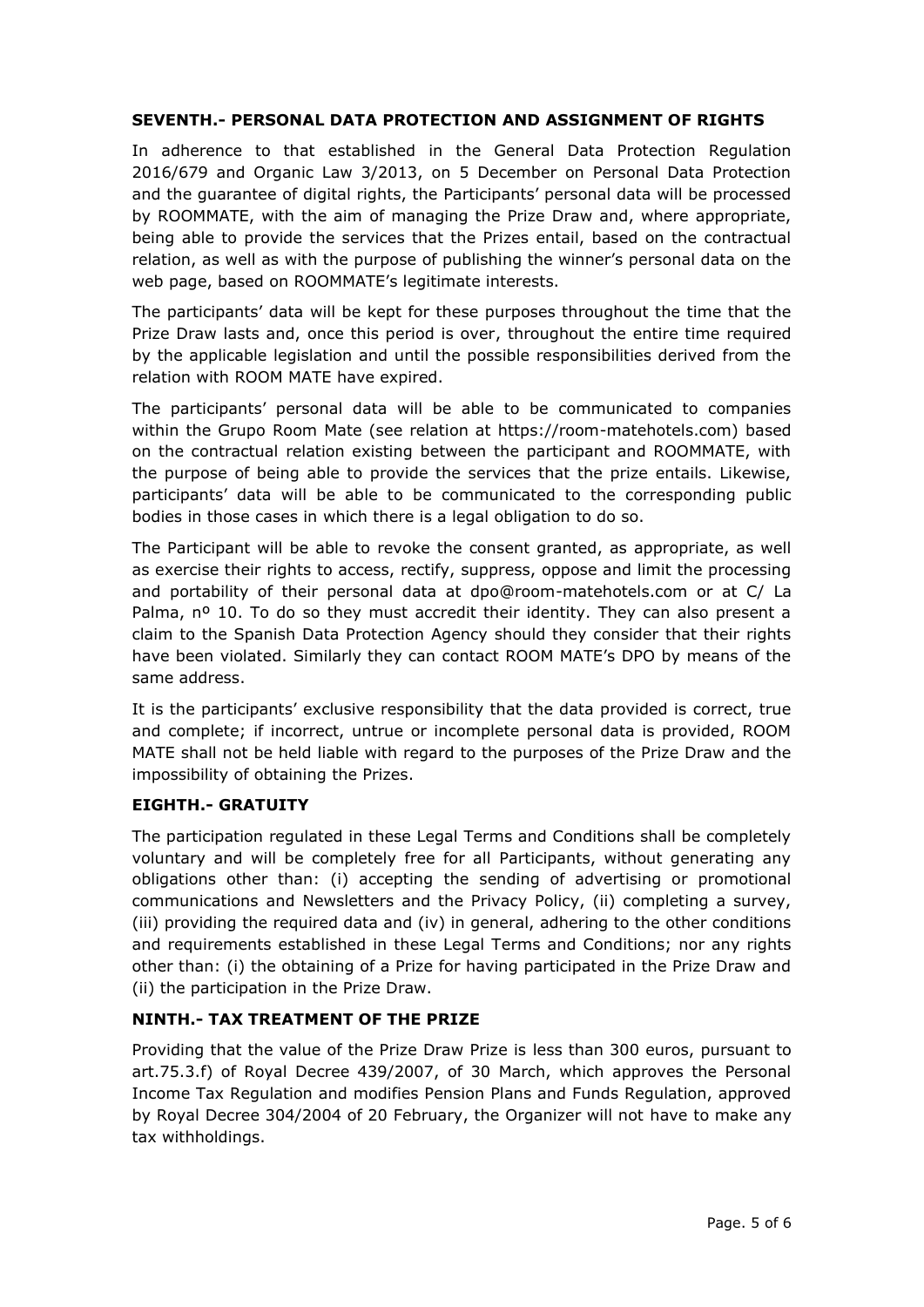### SEVENTH.- PERSONAL DATA PROTECTION AND ASSIGNMENT OF RIGHTS

In adherence to that established in the General Data Protection Regulation 2016/679 and Organic Law 3/2013, on 5 December on Personal Data Protection and the guarantee of digital rights, the Participants' personal data will be processed by ROOMMATE, with the aim of managing the Prize Draw and, where appropriate, being able to provide the services that the Prizes entail, based on the contractual relation, as well as with the purpose of publishing the winner's personal data on the web page, based on ROOMMATE's legitimate interests.

The participants' data will be kept for these purposes throughout the time that the Prize Draw lasts and, once this period is over, throughout the entire time required by the applicable legislation and until the possible responsibilities derived from the relation with ROOM MATE have expired.

The participants' personal data will be able to be communicated to companies within the Grupo Room Mate (see relation at https://room-matehotels.com) based on the contractual relation existing between the participant and ROOMMATE, with the purpose of being able to provide the services that the prize entails. Likewise, participants' data will be able to be communicated to the corresponding public bodies in those cases in which there is a legal obligation to do so.

The Participant will be able to revoke the consent granted, as appropriate, as well as exercise their rights to access, rectify, suppress, oppose and limit the processing and portability of their personal data at dpo@room-matehotels.com or at C/ La Palma, nº 10. To do so they must accredit their identity. They can also present a claim to the Spanish Data Protection Agency should they consider that their rights have been violated. Similarly they can contact ROOM MATE's DPO by means of the same address.

It is the participants' exclusive responsibility that the data provided is correct, true and complete; if incorrect, untrue or incomplete personal data is provided, ROOM MATE shall not be held liable with regard to the purposes of the Prize Draw and the impossibility of obtaining the Prizes.

### EIGHTH.- GRATUITY

The participation regulated in these Legal Terms and Conditions shall be completely voluntary and will be completely free for all Participants, without generating any obligations other than: (i) accepting the sending of advertising or promotional communications and Newsletters and the Privacy Policy, (ii) completing a survey, (iii) providing the required data and (iv) in general, adhering to the other conditions and requirements established in these Legal Terms and Conditions; nor any rights other than: (i) the obtaining of a Prize for having participated in the Prize Draw and (ii) the participation in the Prize Draw.

### NINTH.- TAX TREATMENT OF THE PRIZE

Providing that the value of the Prize Draw Prize is less than 300 euros, pursuant to art.75.3.f) of Royal Decree 439/2007, of 30 March, which approves the Personal Income Tax Regulation and modifies Pension Plans and Funds Regulation, approved by Royal Decree 304/2004 of 20 February, the Organizer will not have to make any tax withholdings.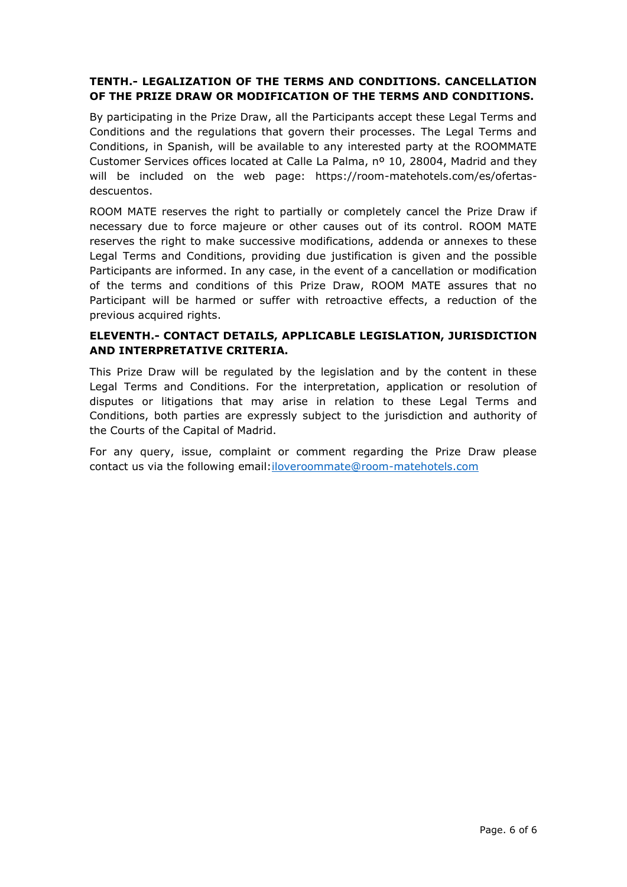**TENTH.- LEGALIZATION OF THE TERMS AND CONDITIONS. CANCELLATION OF THE PRIZE DRAW OR MODIFICATION OF THE TERMS AND CONDITIONS.**

By participating in the Prize Draw, all the Participants accept these Legal Terms and Conditions and the regulations that govern their processes. The Legal Terms and Conditions, in Spanish, will be available to any interested party at the ROOMMATE Customer Services offices located at Calle La Palma, nº 10, 28004, Madrid and they will be included on the web page: https://room-matehotels.com/es/ofertas-descuentos.

ROOM MATE reserves the right to partially or completely cancel the Prize Draw if necessary due to force majeure or other causes out of its control. ROOM MATE reserves the right to make successive modifications, addenda or annexes to these Legal Terms and Conditions, providing due justification is given and the possible Participants are informed. In any case, in the event of a cancellation or modification of the terms and conditions of this Prize Draw, ROOM MATE assures that no Participant will be harmed or suffer with retroactive effects, a reduction of the previous acquired rights.

**ELEVENTH.- CONTACT DETAILS, APPLICABLE LEGISLATION, JURISDICTION AND INTERPRETATIVE CRITERIA.**

This Prize Draw will be regulated by the legislation and by the content in these Legal Terms and Conditions. For the interpretation, application or resolution of disputes or litigations that may arise in relation to these Legal Terms and Conditions, both parties are expressly subject to the jurisdiction and authority of the Courts of the Capital of Madrid.

For any query, issue, complaint or comment regarding the Prize Draw please contact us via the following email:iloveroommate@room-matehotels.com